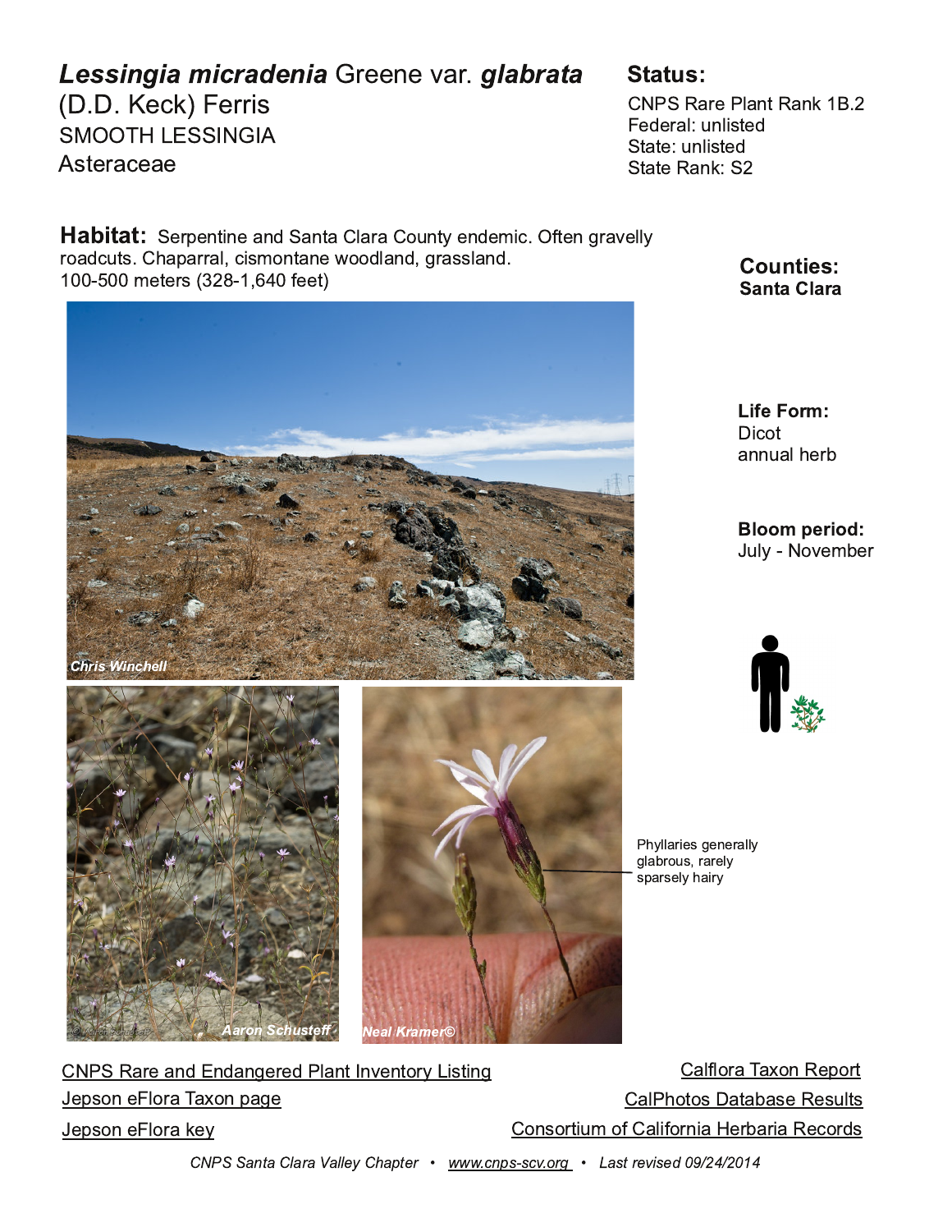# *Lessingia micradenia* Greene var. *glabrata* (D.D. Keck) Ferris

SMOOTH LESSINGIA

Asteraceae

## Status:

CNPS Rare Plant Rank 1B.2
Federal: unlisted
State: unlisted
State Rank: S2

**Habitat:** Serpentine and Santa Clara County endemic. Often gravelly roadcuts. Chaparral, cismontane woodland, grassland.
100-500 meters (328-1,640 feet)

**Counties:**
Santa Clara

**Life Form:**
Dicot
annual herb

**Bloom period:**
July - November

Chris Winchell

Aaron Schusteff

Neal Kramer©

Phyllaries generally glabrous, rarely sparsely hairy

CNPS Rare and Endangered Plant Inventory Listing

Jepson eFlora Taxon page

Jepson eFlora key

Calflora Taxon Report

CalPhotos Database Results

Consortium of California Herbaria Records

*CNPS Santa Clara Valley Chapter • www.cnps-scv.org • Last revised 09/24/2014*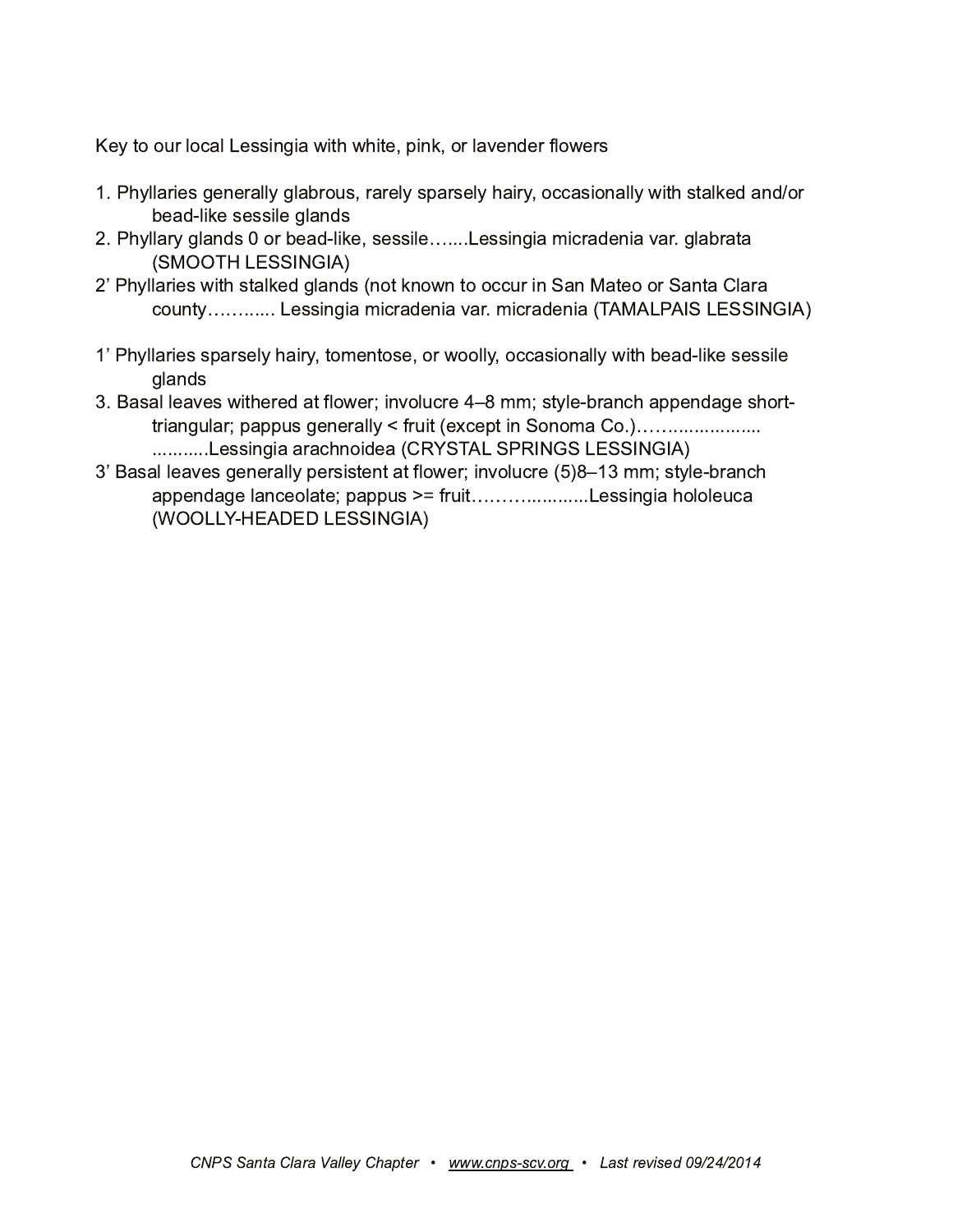Key to our local Lessingia with white, pink, or lavender flowers

1. Phyllaries generally glabrous, rarely sparsely hairy, occasionally with stalked and/or bead-like sessile glands
2. Phyllary glands 0 or bead-like, sessile…....Lessingia micradenia var. glabrata (SMOOTH LESSINGIA)
2' Phyllaries with stalked glands (not known to occur in San Mateo or Santa Clara county……..... Lessingia micradenia var. micradenia (TAMALPAIS LESSINGIA)

1' Phyllaries sparsely hairy, tomentose, or woolly, occasionally with bead-like sessile glands
3. Basal leaves withered at flower; involucre 4–8 mm; style-branch appendage short-triangular; pappus generally < fruit (except in Sonoma Co.)…….................. ...........Lessingia arachnoidea (CRYSTAL SPRINGS LESSINGIA)
3' Basal leaves generally persistent at flower; involucre (5)8–13 mm; style-branch appendage lanceolate; pappus >= fruit……….............Lessingia hololeuca (WOOLLY-HEADED LESSINGIA)